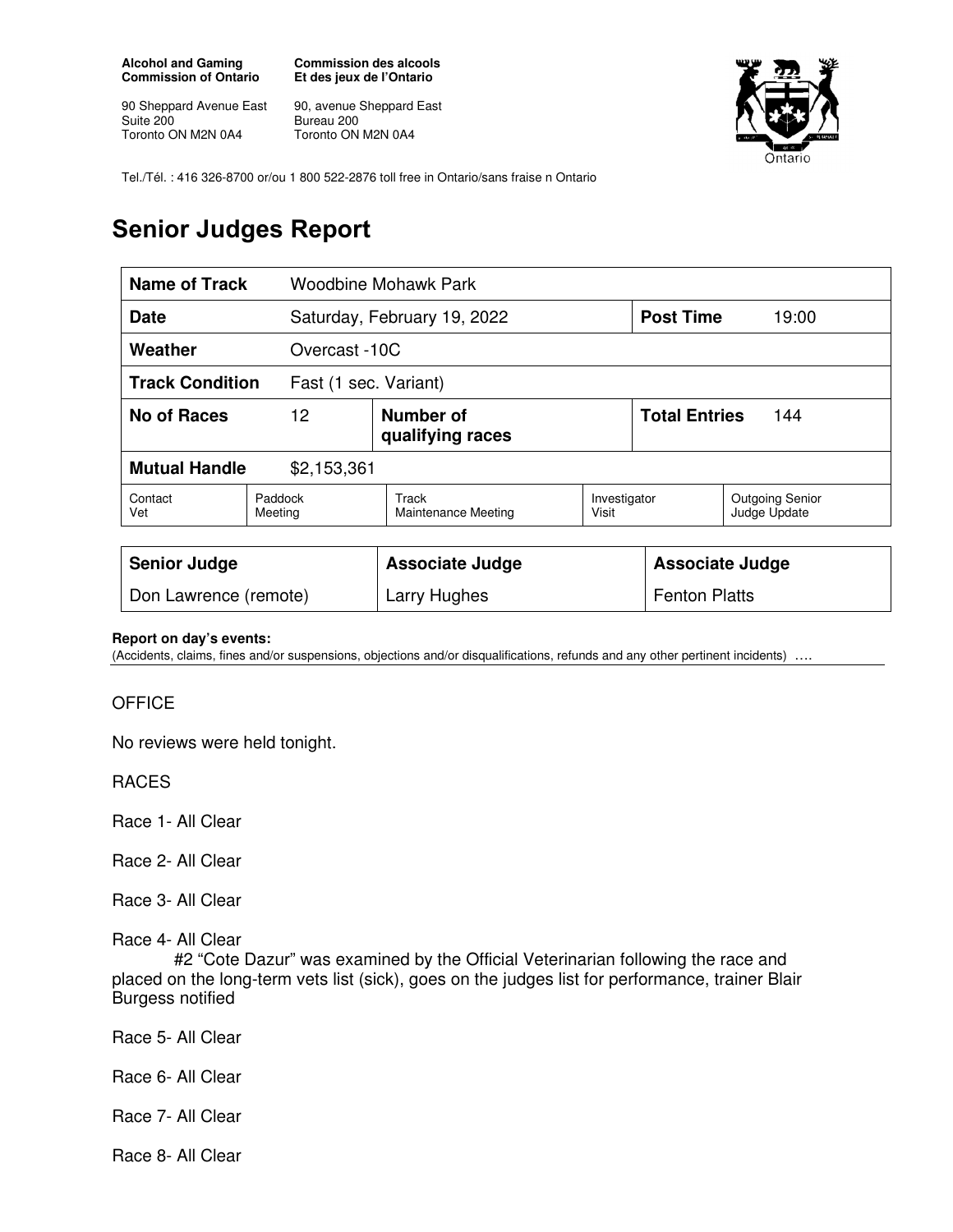**Alcohol and Gaming Commission of Ontario**

**Commission des alcools Et des jeux de l'Ontario**

90 Sheppard Avenue East
Suite 200
Toronto ON M2N 0A4

90, avenue Sheppard East
Bureau 200
Toronto ON M2N 0A4

Tel./Tél. : 416 326-8700 or/ou 1 800 522-2876 toll free in Ontario/sans fraise n Ontario

# Senior Judges Report

| **Name of Track** | Woodbine Mohawk Park | | | |
|---|---|---|---|---|
| **Date** | Saturday, February 19, 2022 | | **Post Time** | 19:00 |
| **Weather** | Overcast -10C | | | |
| **Track Condition** | Fast (1 sec. Variant) | | | |
| **No of Races** | 12 | **Number of qualifying races** | **Total Entries** | 144 |
| **Mutual Handle** | $2,153,361 | | | |

| Contact Vet | Paddock Meeting | Track Maintenance Meeting | Investigator Visit | Outgoing Senior Judge Update |
|---|---|---|---|---|

| **Senior Judge** | **Associate Judge** | **Associate Judge** |
|---|---|---|
| Don Lawrence (remote) | Larry Hughes | Fenton Platts |

**Report on day's events:**
(Accidents, claims, fines and/or suspensions, objections and/or disqualifications, refunds and any other pertinent incidents) ….

OFFICE

No reviews were held tonight.

RACES

Race 1- All Clear

Race 2- All Clear

Race 3- All Clear

Race 4- All Clear
#2 "Cote Dazur" was examined by the Official Veterinarian following the race and placed on the long-term vets list (sick), goes on the judges list for performance, trainer Blair Burgess notified

Race 5- All Clear

Race 6- All Clear

Race 7- All Clear

Race 8- All Clear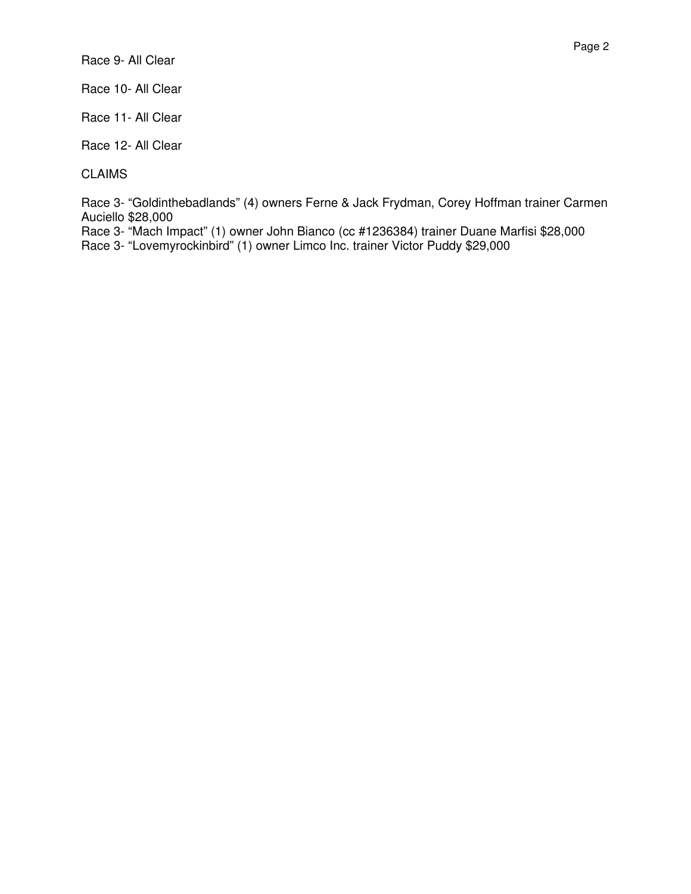Race 9- All Clear

Race 10- All Clear

Race 11- All Clear

Race 12- All Clear

CLAIMS

Race 3- "Goldinthebadlands" (4) owners Ferne & Jack Frydman, Corey Hoffman trainer Carmen Auciello $28,000
Race 3- "Mach Impact" (1) owner John Bianco (cc #1236384) trainer Duane Marfisi $28,000
Race 3- "Lovemyrockinbird" (1) owner Limco Inc. trainer Victor Puddy $29,000